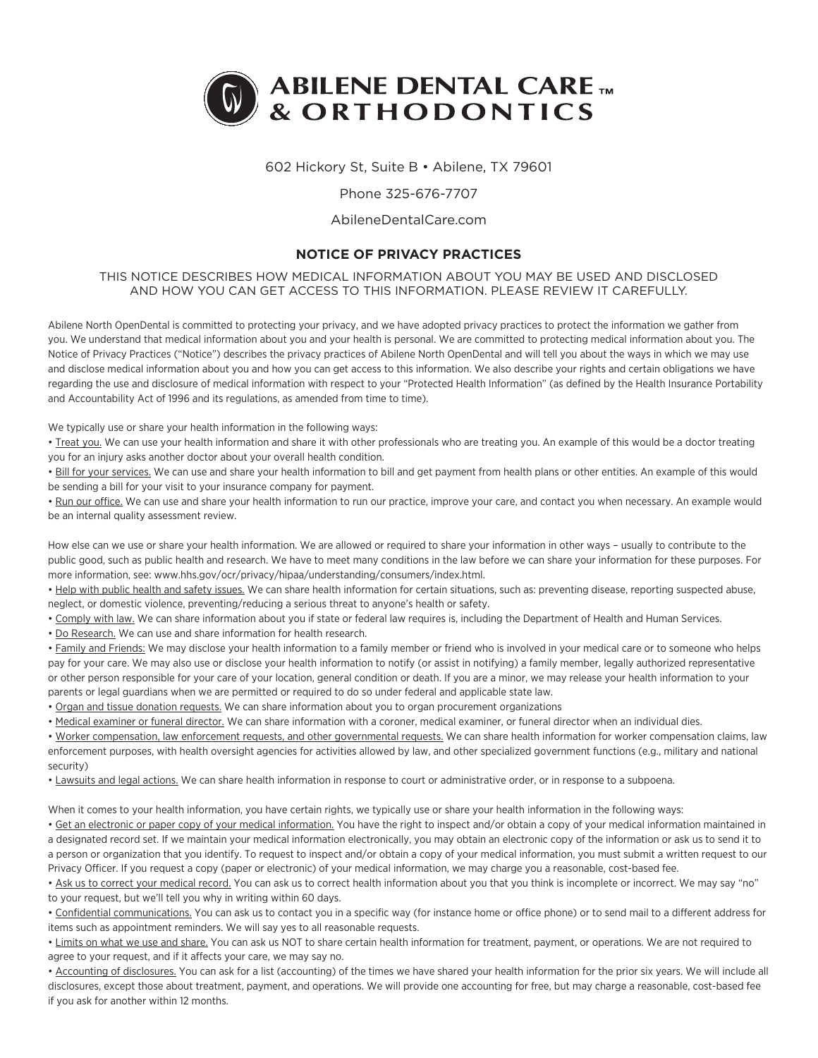# ABILENE DENTAL CARE ™ & ORTHODONTICS

602 Hickory St, Suite B • Abilene, TX 79601

Phone 325-676-7707

AbileneDentalCare.com

## NOTICE OF PRIVACY PRACTICES

THIS NOTICE DESCRIBES HOW MEDICAL INFORMATION ABOUT YOU MAY BE USED AND DISCLOSED AND HOW YOU CAN GET ACCESS TO THIS INFORMATION. PLEASE REVIEW IT CAREFULLY.

Abilene North OpenDental is committed to protecting your privacy, and we have adopted privacy practices to protect the information we gather from you. We understand that medical information about you and your health is personal. We are committed to protecting medical information about you. The Notice of Privacy Practices ("Notice") describes the privacy practices of Abilene North OpenDental and will tell you about the ways in which we may use and disclose medical information about you and how you can get access to this information. We also describe your rights and certain obligations we have regarding the use and disclosure of medical information with respect to your "Protected Health Information" (as defined by the Health Insurance Portability and Accountability Act of 1996 and its regulations, as amended from time to time).

We typically use or share your health information in the following ways:

- Treat you. We can use your health information and share it with other professionals who are treating you. An example of this would be a doctor treating you for an injury asks another doctor about your overall health condition.
- Bill for your services. We can use and share your health information to bill and get payment from health plans or other entities. An example of this would be sending a bill for your visit to your insurance company for payment.
- Run our office. We can use and share your health information to run our practice, improve your care, and contact you when necessary. An example would be an internal quality assessment review.

How else can we use or share your health information. We are allowed or required to share your information in other ways – usually to contribute to the public good, such as public health and research. We have to meet many conditions in the law before we can share your information for these purposes. For more information, see: www.hhs.gov/ocr/privacy/hipaa/understanding/consumers/index.html.

- Help with public health and safety issues. We can share health information for certain situations, such as: preventing disease, reporting suspected abuse, neglect, or domestic violence, preventing/reducing a serious threat to anyone's health or safety.
- Comply with law. We can share information about you if state or federal law requires is, including the Department of Health and Human Services.
- Do Research. We can use and share information for health research.
- Family and Friends: We may disclose your health information to a family member or friend who is involved in your medical care or to someone who helps pay for your care. We may also use or disclose your health information to notify (or assist in notifying) a family member, legally authorized representative or other person responsible for your care of your location, general condition or death. If you are a minor, we may release your health information to your parents or legal guardians when we are permitted or required to do so under federal and applicable state law.
- Organ and tissue donation requests. We can share information about you to organ procurement organizations
- Medical examiner or funeral director. We can share information with a coroner, medical examiner, or funeral director when an individual dies.
- Worker compensation, law enforcement requests, and other governmental requests. We can share health information for worker compensation claims, law enforcement purposes, with health oversight agencies for activities allowed by law, and other specialized government functions (e.g., military and national security)
- Lawsuits and legal actions. We can share health information in response to court or administrative order, or in response to a subpoena.

When it comes to your health information, you have certain rights, we typically use or share your health information in the following ways:

- Get an electronic or paper copy of your medical information. You have the right to inspect and/or obtain a copy of your medical information maintained in a designated record set. If we maintain your medical information electronically, you may obtain an electronic copy of the information or ask us to send it to a person or organization that you identify. To request to inspect and/or obtain a copy of your medical information, you must submit a written request to our Privacy Officer. If you request a copy (paper or electronic) of your medical information, we may charge you a reasonable, cost-based fee.
- Ask us to correct your medical record. You can ask us to correct health information about you that you think is incomplete or incorrect. We may say "no" to your request, but we'll tell you why in writing within 60 days.
- Confidential communications. You can ask us to contact you in a specific way (for instance home or office phone) or to send mail to a different address for items such as appointment reminders. We will say yes to all reasonable requests.
- Limits on what we use and share. You can ask us NOT to share certain health information for treatment, payment, or operations. We are not required to agree to your request, and if it affects your care, we may say no.
- Accounting of disclosures. You can ask for a list (accounting) of the times we have shared your health information for the prior six years. We will include all disclosures, except those about treatment, payment, and operations. We will provide one accounting for free, but may charge a reasonable, cost-based fee if you ask for another within 12 months.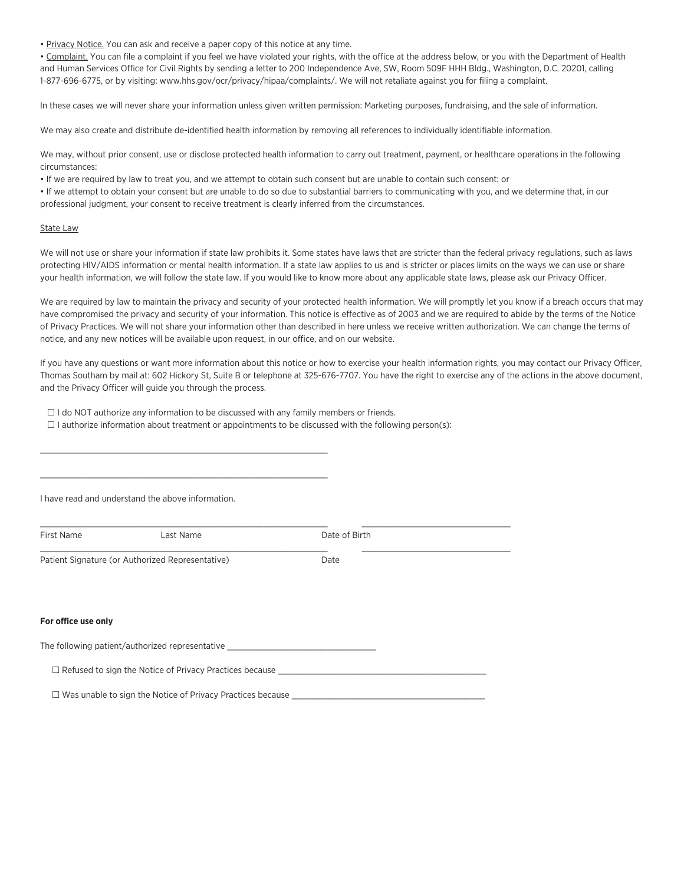- Privacy Notice. You can ask and receive a paper copy of this notice at any time.
- Complaint. You can file a complaint if you feel we have violated your rights, with the office at the address below, or you with the Department of Health and Human Services Office for Civil Rights by sending a letter to 200 Independence Ave, SW, Room 509F HHH Bldg., Washington, D.C. 20201, calling 1-877-696-6775, or by visiting: www.hhs.gov/ocr/privacy/hipaa/complaints/. We will not retaliate against you for filing a complaint.

In these cases we will never share your information unless given written permission: Marketing purposes, fundraising, and the sale of information.

We may also create and distribute de-identified health information by removing all references to individually identifiable information.

We may, without prior consent, use or disclose protected health information to carry out treatment, payment, or healthcare operations in the following circumstances:

- If we are required by law to treat you, and we attempt to obtain such consent but are unable to contain such consent; or
- If we attempt to obtain your consent but are unable to do so due to substantial barriers to communicating with you, and we determine that, in our professional judgment, your consent to receive treatment is clearly inferred from the circumstances.

State Law

We will not use or share your information if state law prohibits it. Some states have laws that are stricter than the federal privacy regulations, such as laws protecting HIV/AIDS information or mental health information. If a state law applies to us and is stricter or places limits on the ways we can use or share your health information, we will follow the state law. If you would like to know more about any applicable state laws, please ask our Privacy Officer.

We are required by law to maintain the privacy and security of your protected health information. We will promptly let you know if a breach occurs that may have compromised the privacy and security of your information. This notice is effective as of 2003 and we are required to abide by the terms of the Notice of Privacy Practices. We will not share your information other than described in here unless we receive written authorization. We can change the terms of notice, and any new notices will be available upon request, in our office, and on our website.

If you have any questions or want more information about this notice or how to exercise your health information rights, you may contact our Privacy Officer, Thomas Southam by mail at: 602 Hickory St, Suite B or telephone at 325-676-7707. You have the right to exercise any of the actions in the above document, and the Privacy Officer will guide you through the process.

☐ I do NOT authorize any information to be discussed with any family members or friends.
☐ I authorize information about treatment or appointments to be discussed with the following person(s):

_______________________________________________

_______________________________________________

I have read and understand the above information.

_______________________________________________ ______________________________
First Name Last Name Date of Birth

_______________________________________________ ______________________________
Patient Signature (or Authorized Representative) Date

**For office use only**

The following patient/authorized representative ______________________________

☐ Refused to sign the Notice of Privacy Practices because ______________________________________________

☐ Was unable to sign the Notice of Privacy Practices because ____________________________________________